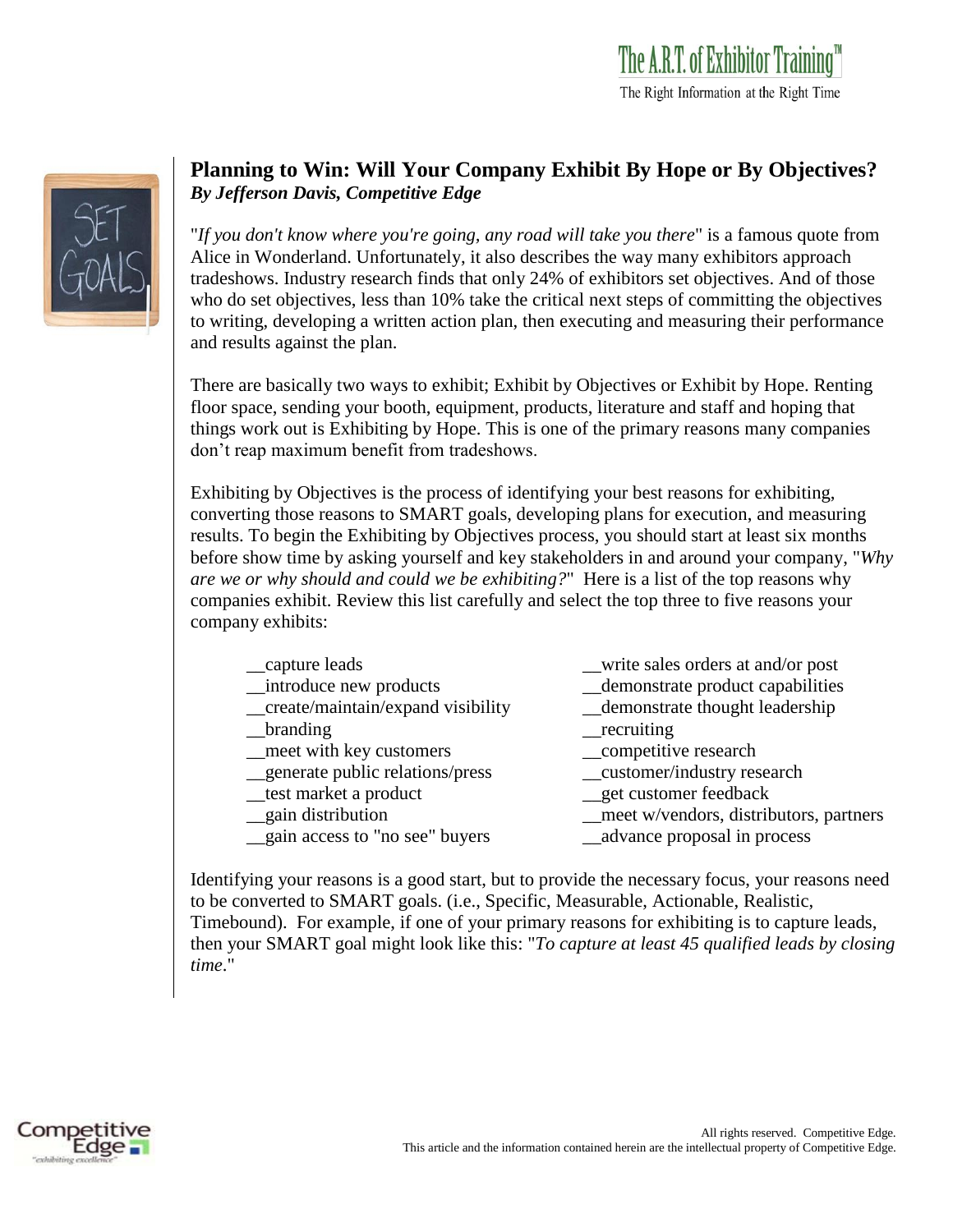## Planning to Win: Will Your Company Exhibit By Hope or By Objectives?

***By Jefferson Davis, Competitive Edge***

"*If you don't know where you're going, any road will take you there*" is a famous quote from Alice in Wonderland. Unfortunately, it also describes the way many exhibitors approach tradeshows. Industry research finds that only 24% of exhibitors set objectives. And of those who do set objectives, less than 10% take the critical next steps of committing the objectives to writing, developing a written action plan, then executing and measuring their performance and results against the plan.

There are basically two ways to exhibit; Exhibit by Objectives or Exhibit by Hope. Renting floor space, sending your booth, equipment, products, literature and staff and hoping that things work out is Exhibiting by Hope. This is one of the primary reasons many companies don't reap maximum benefit from tradeshows.

Exhibiting by Objectives is the process of identifying your best reasons for exhibiting, converting those reasons to SMART goals, developing plans for execution, and measuring results. To begin the Exhibiting by Objectives process, you should start at least six months before show time by asking yourself and key stakeholders in and around your company, "*Why are we or why should and could we be exhibiting?*" Here is a list of the top reasons why companies exhibit. Review this list carefully and select the top three to five reasons your company exhibits:

__capture leads
__introduce new products
__create/maintain/expand visibility
__branding
__meet with key customers
__generate public relations/press
__test market a product
__gain distribution
__gain access to "no see" buyers
__write sales orders at and/or post
__demonstrate product capabilities
__demonstrate thought leadership
__recruiting
__competitive research
__customer/industry research
__get customer feedback
__meet w/vendors, distributors, partners
__advance proposal in process

Identifying your reasons is a good start, but to provide the necessary focus, your reasons need to be converted to SMART goals. (i.e., Specific, Measurable, Actionable, Realistic, Timebound). For example, if one of your primary reasons for exhibiting is to capture leads, then your SMART goal might look like this: "*To capture at least 45 qualified leads by closing time.*"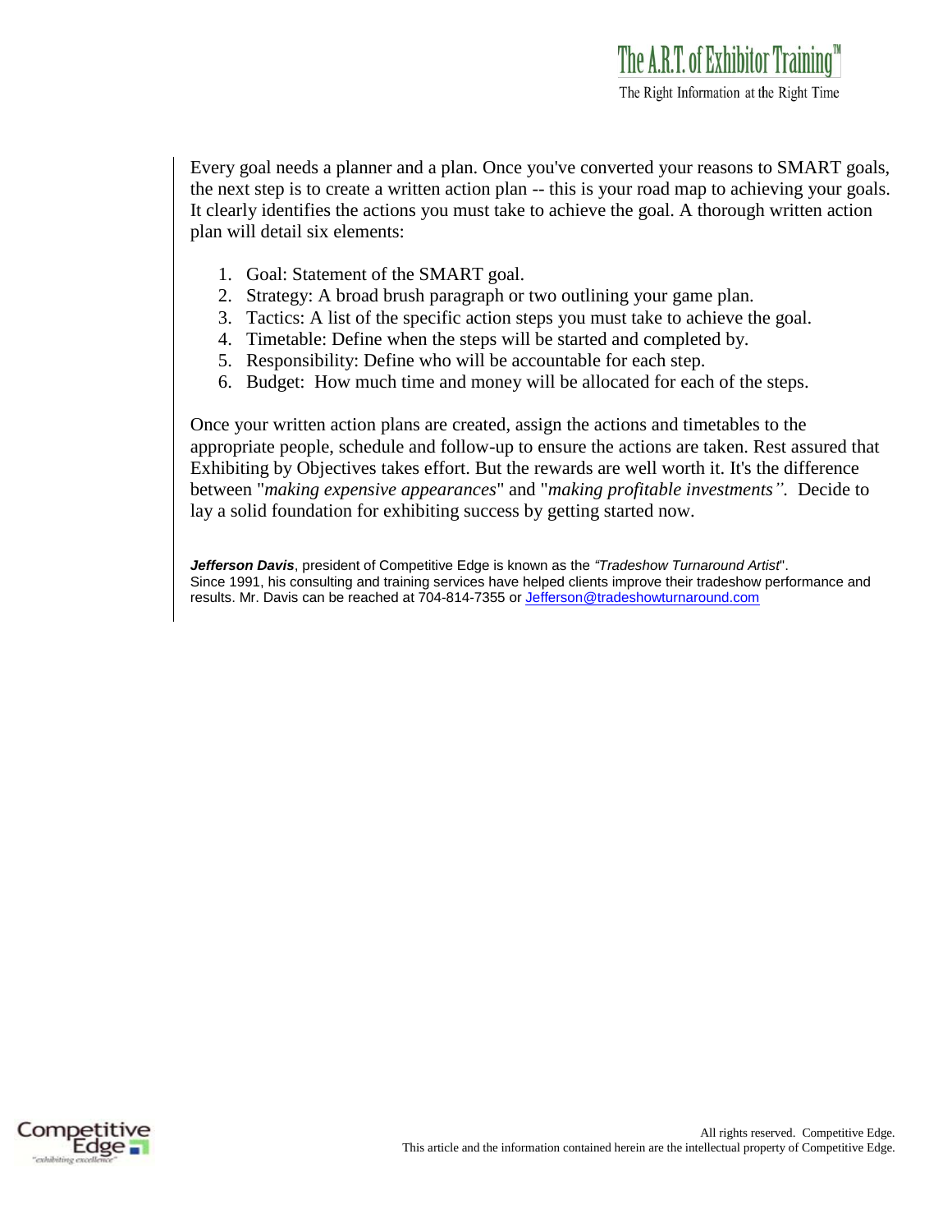Every goal needs a planner and a plan. Once you've converted your reasons to SMART goals, the next step is to create a written action plan -- this is your road map to achieving your goals. It clearly identifies the actions you must take to achieve the goal. A thorough written action plan will detail six elements:

1. Goal: Statement of the SMART goal.
2. Strategy: A broad brush paragraph or two outlining your game plan.
3. Tactics: A list of the specific action steps you must take to achieve the goal.
4. Timetable: Define when the steps will be started and completed by.
5. Responsibility: Define who will be accountable for each step.
6. Budget: How much time and money will be allocated for each of the steps.

Once your written action plans are created, assign the actions and timetables to the appropriate people, schedule and follow-up to ensure the actions are taken. Rest assured that Exhibiting by Objectives takes effort. But the rewards are well worth it. It's the difference between "*making expensive appearances*" and "*making profitable investments".* Decide to lay a solid foundation for exhibiting success by getting started now.

***Jefferson Davis***, president of Competitive Edge is known as the *"Tradeshow Turnaround Artist*". Since 1991, his consulting and training services have helped clients improve their tradeshow performance and results. Mr. Davis can be reached at 704-814-7355 or Jefferson@tradeshowturnaround.com